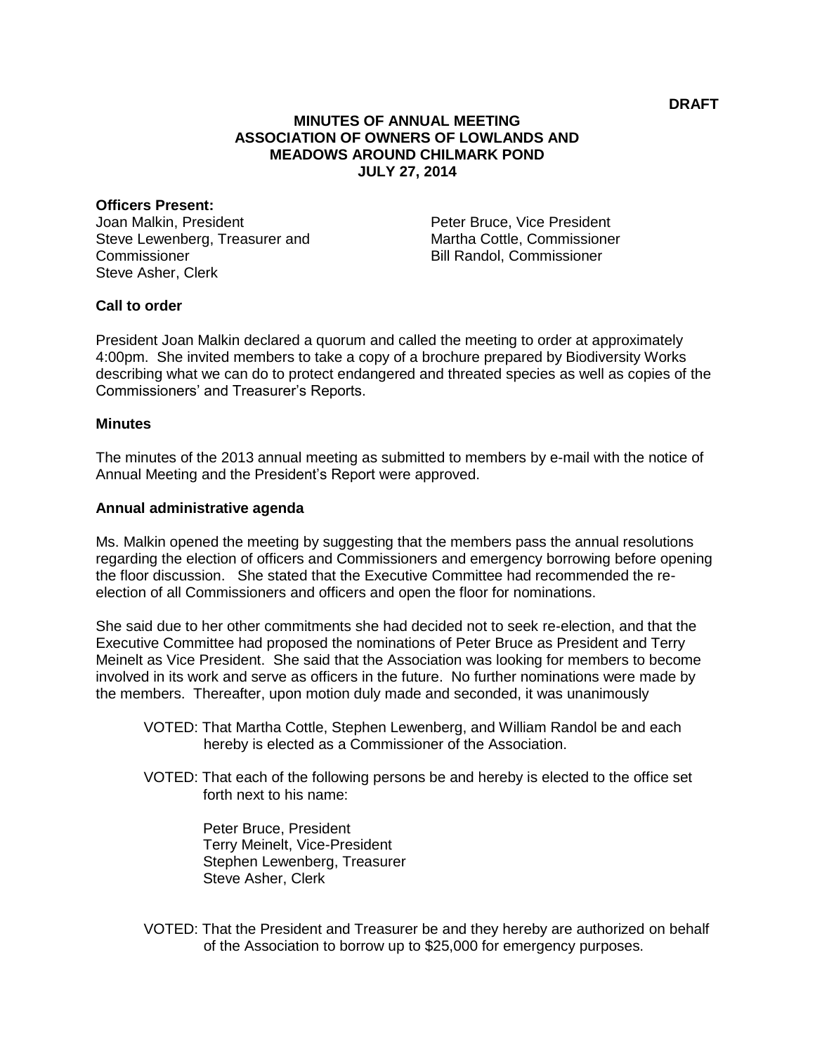**DRAFT**

# MINUTES OF ANNUAL MEETING
# ASSOCIATION OF OWNERS OF LOWLANDS AND MEADOWS AROUND CHILMARK POND
# JULY 27, 2014

**Officers Present:**

Joan Malkin, President
Steve Lewenberg, Treasurer and Commissioner
Steve Asher, Clerk
Peter Bruce, Vice President
Martha Cottle, Commissioner
Bill Randol, Commissioner

**Call to order**

President Joan Malkin declared a quorum and called the meeting to order at approximately 4:00pm. She invited members to take a copy of a brochure prepared by Biodiversity Works describing what we can do to protect endangered and threated species as well as copies of the Commissioners' and Treasurer's Reports.

**Minutes**

The minutes of the 2013 annual meeting as submitted to members by e-mail with the notice of Annual Meeting and the President's Report were approved.

**Annual administrative agenda**

Ms. Malkin opened the meeting by suggesting that the members pass the annual resolutions regarding the election of officers and Commissioners and emergency borrowing before opening the floor discussion. She stated that the Executive Committee had recommended the re-election of all Commissioners and officers and open the floor for nominations.

She said due to her other commitments she had decided not to seek re-election, and that the Executive Committee had proposed the nominations of Peter Bruce as President and Terry Meinelt as Vice President. She said that the Association was looking for members to become involved in its work and serve as officers in the future. No further nominations were made by the members. Thereafter, upon motion duly made and seconded, it was unanimously

VOTED: That Martha Cottle, Stephen Lewenberg, and William Randol be and each hereby is elected as a Commissioner of the Association.

VOTED: That each of the following persons be and hereby is elected to the office set forth next to his name:

Peter Bruce, President
Terry Meinelt, Vice-President
Stephen Lewenberg, Treasurer
Steve Asher, Clerk

VOTED: That the President and Treasurer be and they hereby are authorized on behalf of the Association to borrow up to $25,000 for emergency purposes.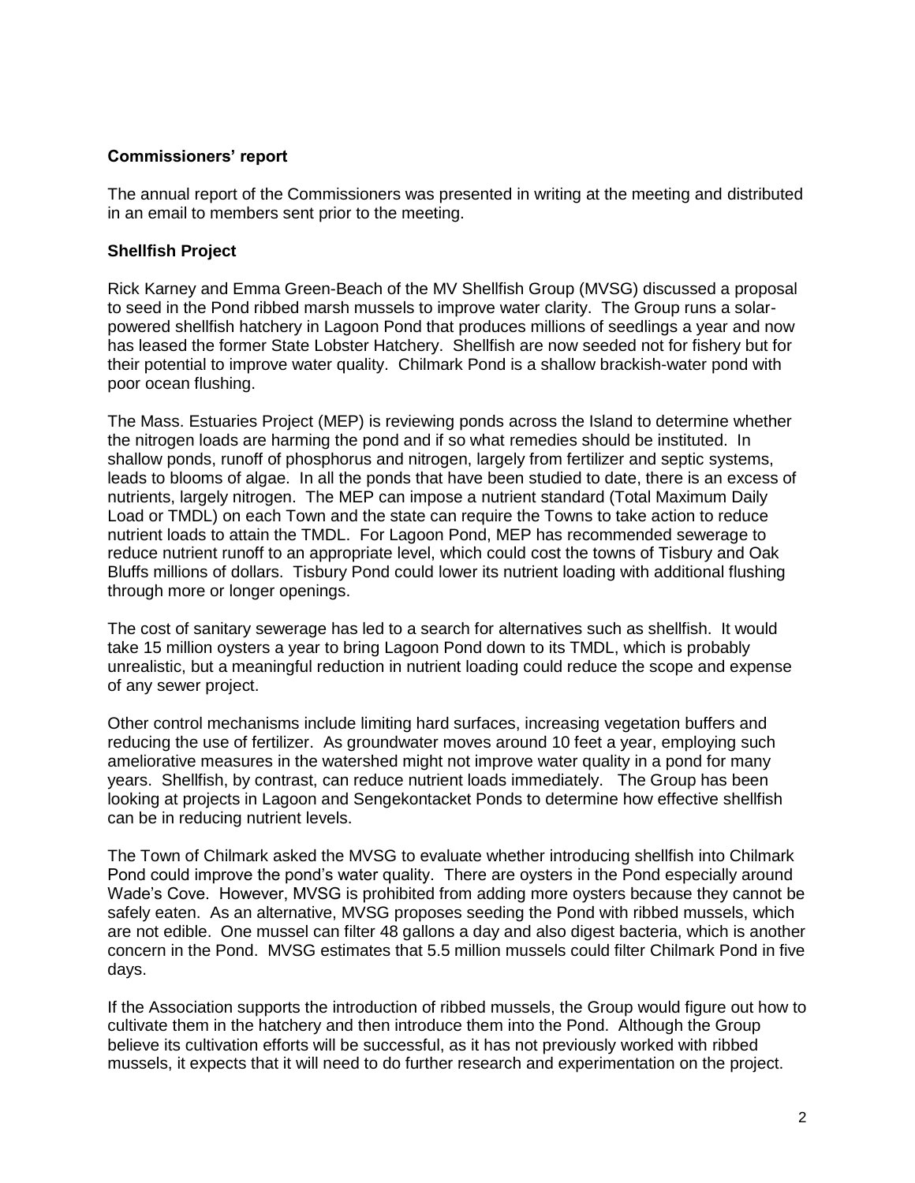**Commissioners' report**

The annual report of the Commissioners was presented in writing at the meeting and distributed in an email to members sent prior to the meeting.

**Shellfish Project**

Rick Karney and Emma Green-Beach of the MV Shellfish Group (MVSG) discussed a proposal to seed in the Pond ribbed marsh mussels to improve water clarity. The Group runs a solar-powered shellfish hatchery in Lagoon Pond that produces millions of seedlings a year and now has leased the former State Lobster Hatchery. Shellfish are now seeded not for fishery but for their potential to improve water quality. Chilmark Pond is a shallow brackish-water pond with poor ocean flushing.

The Mass. Estuaries Project (MEP) is reviewing ponds across the Island to determine whether the nitrogen loads are harming the pond and if so what remedies should be instituted. In shallow ponds, runoff of phosphorus and nitrogen, largely from fertilizer and septic systems, leads to blooms of algae. In all the ponds that have been studied to date, there is an excess of nutrients, largely nitrogen. The MEP can impose a nutrient standard (Total Maximum Daily Load or TMDL) on each Town and the state can require the Towns to take action to reduce nutrient loads to attain the TMDL. For Lagoon Pond, MEP has recommended sewerage to reduce nutrient runoff to an appropriate level, which could cost the towns of Tisbury and Oak Bluffs millions of dollars. Tisbury Pond could lower its nutrient loading with additional flushing through more or longer openings.

The cost of sanitary sewerage has led to a search for alternatives such as shellfish. It would take 15 million oysters a year to bring Lagoon Pond down to its TMDL, which is probably unrealistic, but a meaningful reduction in nutrient loading could reduce the scope and expense of any sewer project.

Other control mechanisms include limiting hard surfaces, increasing vegetation buffers and reducing the use of fertilizer. As groundwater moves around 10 feet a year, employing such ameliorative measures in the watershed might not improve water quality in a pond for many years. Shellfish, by contrast, can reduce nutrient loads immediately. The Group has been looking at projects in Lagoon and Sengekontacket Ponds to determine how effective shellfish can be in reducing nutrient levels.

The Town of Chilmark asked the MVSG to evaluate whether introducing shellfish into Chilmark Pond could improve the pond's water quality. There are oysters in the Pond especially around Wade's Cove. However, MVSG is prohibited from adding more oysters because they cannot be safely eaten. As an alternative, MVSG proposes seeding the Pond with ribbed mussels, which are not edible. One mussel can filter 48 gallons a day and also digest bacteria, which is another concern in the Pond. MVSG estimates that 5.5 million mussels could filter Chilmark Pond in five days.

If the Association supports the introduction of ribbed mussels, the Group would figure out how to cultivate them in the hatchery and then introduce them into the Pond. Although the Group believe its cultivation efforts will be successful, as it has not previously worked with ribbed mussels, it expects that it will need to do further research and experimentation on the project.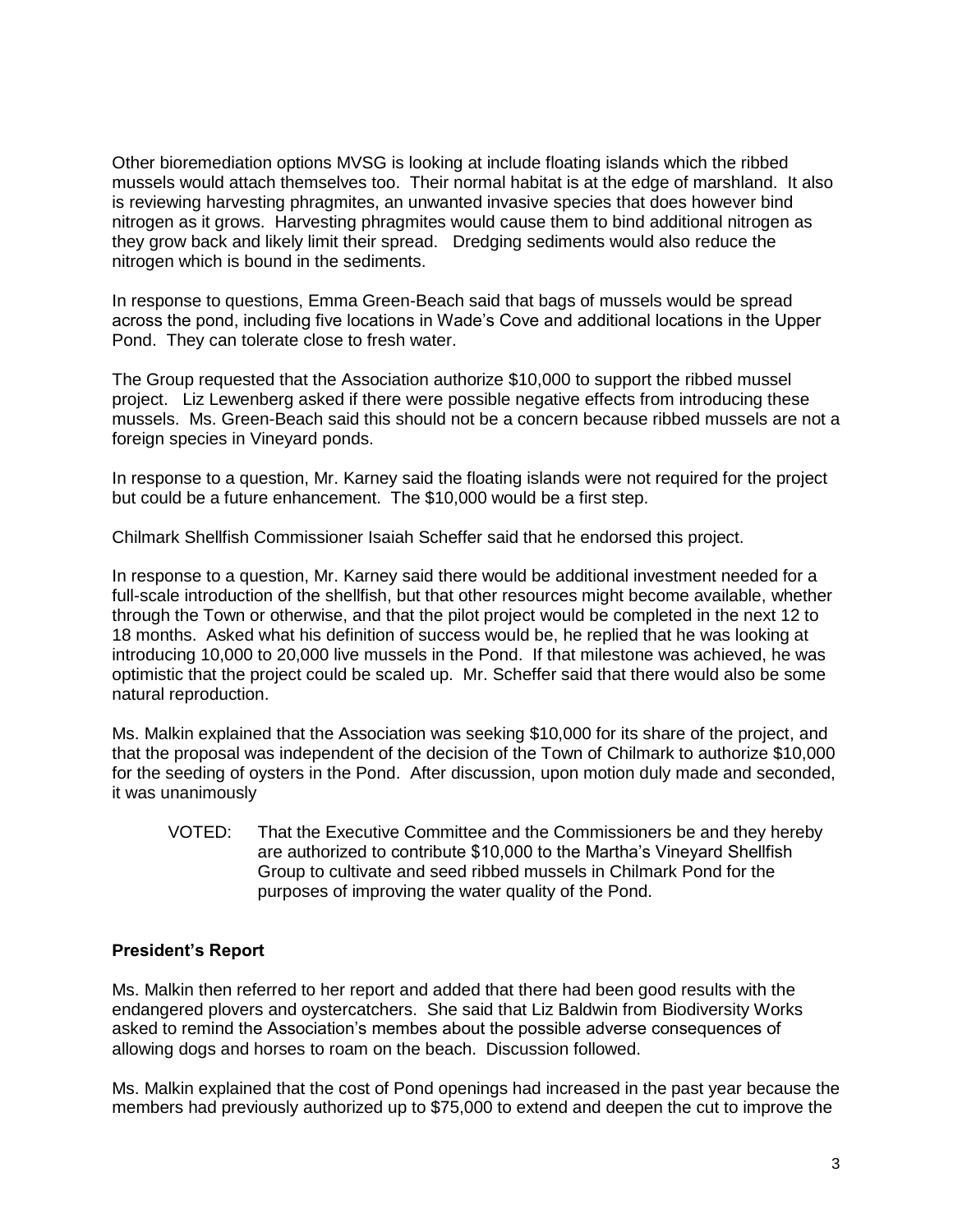Other bioremediation options MVSG is looking at include floating islands which the ribbed mussels would attach themselves too. Their normal habitat is at the edge of marshland. It also is reviewing harvesting phragmites, an unwanted invasive species that does however bind nitrogen as it grows. Harvesting phragmites would cause them to bind additional nitrogen as they grow back and likely limit their spread. Dredging sediments would also reduce the nitrogen which is bound in the sediments.

In response to questions, Emma Green-Beach said that bags of mussels would be spread across the pond, including five locations in Wade's Cove and additional locations in the Upper Pond. They can tolerate close to fresh water.

The Group requested that the Association authorize $10,000 to support the ribbed mussel project. Liz Lewenberg asked if there were possible negative effects from introducing these mussels. Ms. Green-Beach said this should not be a concern because ribbed mussels are not a foreign species in Vineyard ponds.

In response to a question, Mr. Karney said the floating islands were not required for the project but could be a future enhancement. The $10,000 would be a first step.

Chilmark Shellfish Commissioner Isaiah Scheffer said that he endorsed this project.

In response to a question, Mr. Karney said there would be additional investment needed for a full-scale introduction of the shellfish, but that other resources might become available, whether through the Town or otherwise, and that the pilot project would be completed in the next 12 to 18 months. Asked what his definition of success would be, he replied that he was looking at introducing 10,000 to 20,000 live mussels in the Pond. If that milestone was achieved, he was optimistic that the project could be scaled up. Mr. Scheffer said that there would also be some natural reproduction.

Ms. Malkin explained that the Association was seeking $10,000 for its share of the project, and that the proposal was independent of the decision of the Town of Chilmark to authorize $10,000 for the seeding of oysters in the Pond. After discussion, upon motion duly made and seconded, it was unanimously

> VOTED: That the Executive Committee and the Commissioners be and they hereby are authorized to contribute $10,000 to the Martha's Vineyard Shellfish Group to cultivate and seed ribbed mussels in Chilmark Pond for the purposes of improving the water quality of the Pond.

**President's Report**

Ms. Malkin then referred to her report and added that there had been good results with the endangered plovers and oystercatchers. She said that Liz Baldwin from Biodiversity Works asked to remind the Association's membes about the possible adverse consequences of allowing dogs and horses to roam on the beach. Discussion followed.

Ms. Malkin explained that the cost of Pond openings had increased in the past year because the members had previously authorized up to $75,000 to extend and deepen the cut to improve the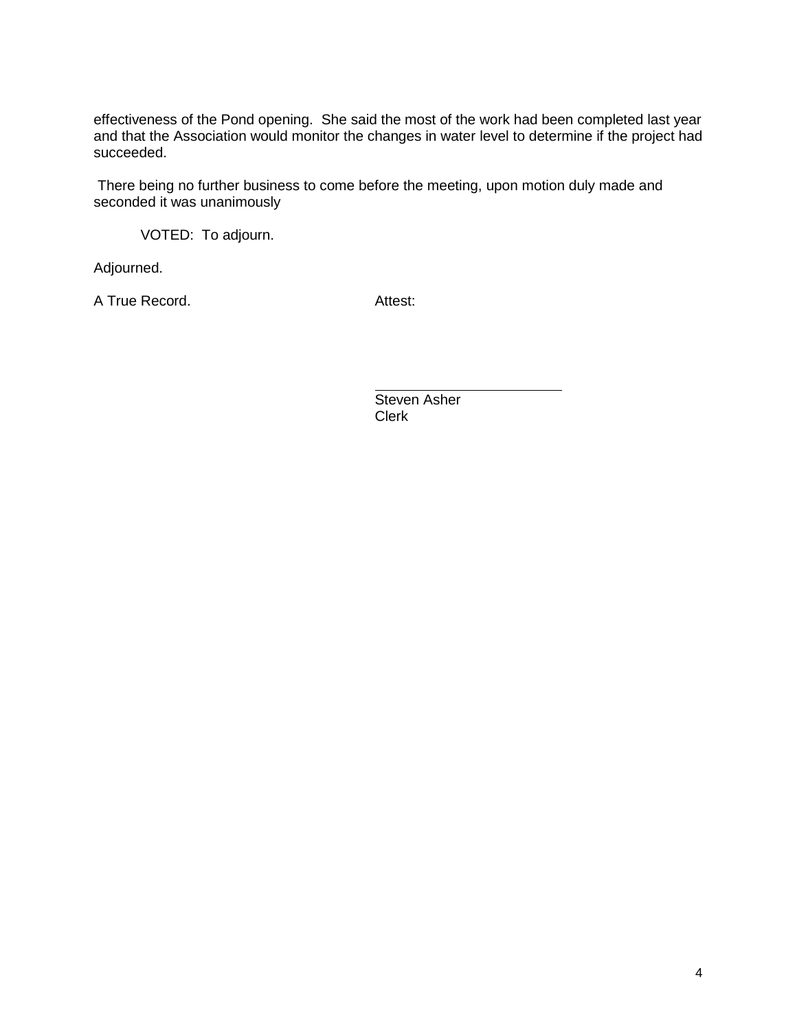effectiveness of the Pond opening. She said the most of the work had been completed last year and that the Association would monitor the changes in water level to determine if the project had succeeded.

There being no further business to come before the meeting, upon motion duly made and seconded it was unanimously

VOTED: To adjourn.

Adjourned.

A True Record. Attest:

\_\_\_\_\_\_\_\_\_\_\_\_\_\_\_\_\_\_\_\_\_\_\_\_

Steven Asher
Clerk